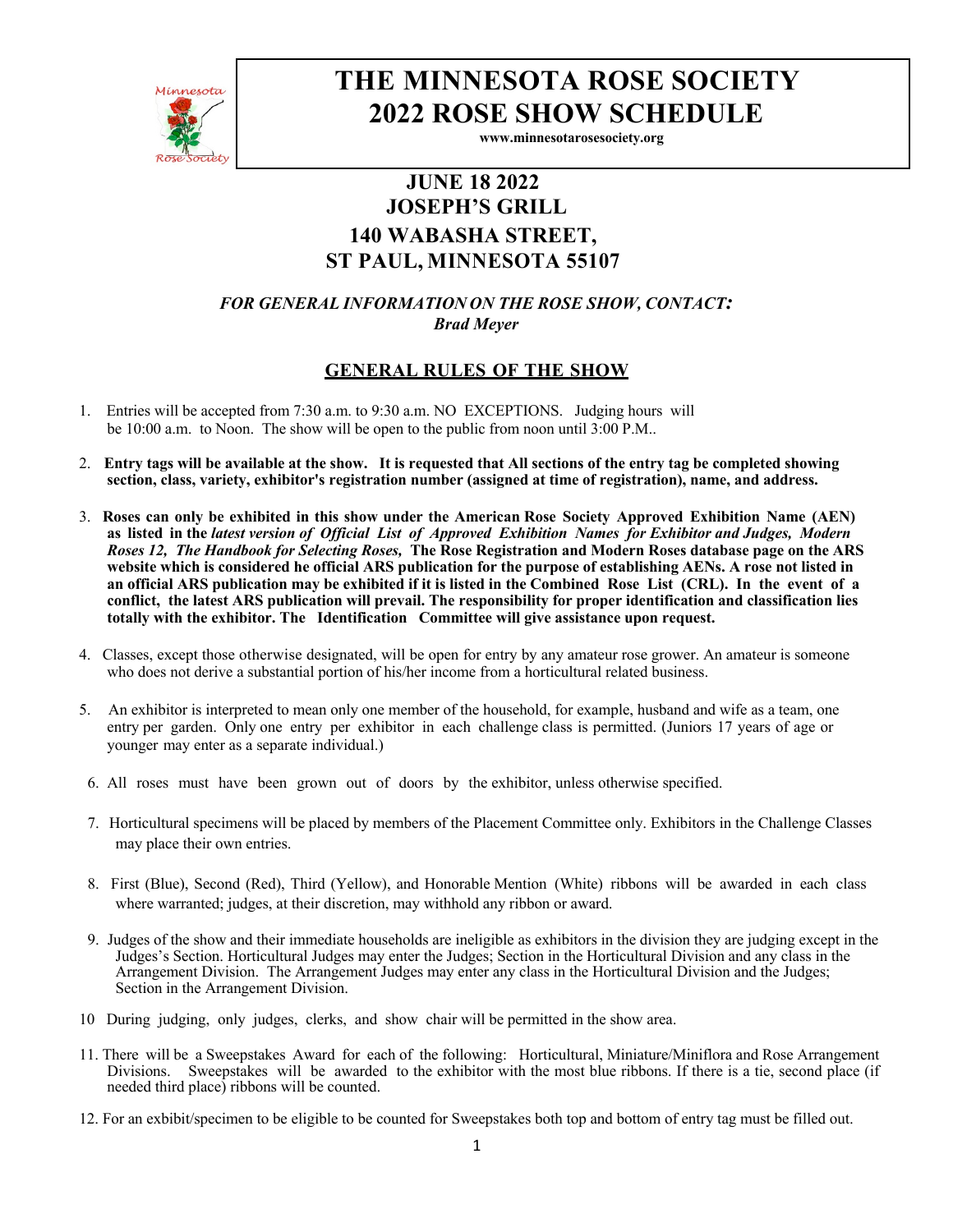# THE MINNESOTA ROSE SOCIETY
# 2022 ROSE SHOW SCHEDULE

**www.minnesotarosesociety.org**

## JUNE 18 2022
## JOSEPH'S GRILL
## 140 WABASHA STREET,
## ST PAUL, MINNESOTA 55107

***FOR GENERAL INFORMATION ON THE ROSE SHOW, CONTACT:***
***Brad Meyer***

## GENERAL RULES OF THE SHOW

1. Entries will be accepted from 7:30 a.m. to 9:30 a.m. NO EXCEPTIONS. Judging hours will be 10:00 a.m. to Noon. The show will be open to the public from noon until 3:00 P.M..

2. **Entry tags will be available at the show. It is requested that All sections of the entry tag be completed showing section, class, variety, exhibitor's registration number (assigned at time of registration), name, and address.**

3. **Roses can only be exhibited in this show under the American Rose Society Approved Exhibition Name (AEN) as listed in the *latest version of Official List of Approved Exhibition Names for Exhibitor and Judges, Modern Roses 12, The Handbook for Selecting Roses,* The Rose Registration and Modern Roses database page on the ARS website which is considered he official ARS publication for the purpose of establishing AENs. A rose not listed in an official ARS publication may be exhibited if it is listed in the Combined Rose List (CRL). In the event of a conflict, the latest ARS publication will prevail. The responsibility for proper identification and classification lies totally with the exhibitor. The Identification Committee will give assistance upon request.**

4. Classes, except those otherwise designated, will be open for entry by any amateur rose grower. An amateur is someone who does not derive a substantial portion of his/her income from a horticultural related business.

5. An exhibitor is interpreted to mean only one member of the household, for example, husband and wife as a team, one entry per garden. Only one entry per exhibitor in each challenge class is permitted. (Juniors 17 years of age or younger may enter as a separate individual.)

6. All roses must have been grown out of doors by the exhibitor, unless otherwise specified.

7. Horticultural specimens will be placed by members of the Placement Committee only. Exhibitors in the Challenge Classes may place their own entries.

8. First (Blue), Second (Red), Third (Yellow), and Honorable Mention (White) ribbons will be awarded in each class where warranted; judges, at their discretion, may withhold any ribbon or award.

9. Judges of the show and their immediate households are ineligible as exhibitors in the division they are judging except in the Judges's Section. Horticultural Judges may enter the Judges; Section in the Horticultural Division and any class in the Arrangement Division. The Arrangement Judges may enter any class in the Horticultural Division and the Judges; Section in the Arrangement Division.

10 During judging, only judges, clerks, and show chair will be permitted in the show area.

11. There will be a Sweepstakes Award for each of the following: Horticultural, Miniature/Miniflora and Rose Arrangement Divisions. Sweepstakes will be awarded to the exhibitor with the most blue ribbons. If there is a tie, second place (if needed third place) ribbons will be counted.

12. For an exhibit/specimen to be eligible to be counted for Sweepstakes both top and bottom of entry tag must be filled out.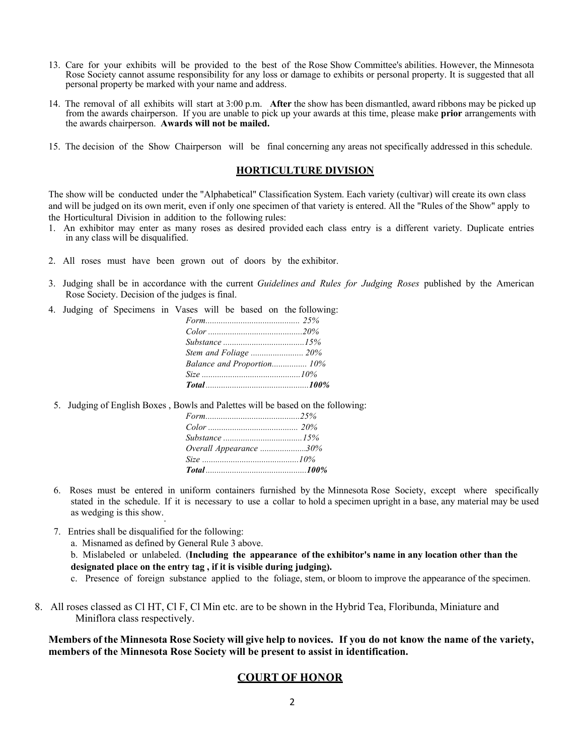13. Care for your exhibits will be provided to the best of the Rose Show Committee's abilities. However, the Minnesota Rose Society cannot assume responsibility for any loss or damage to exhibits or personal property. It is suggested that all personal property be marked with your name and address.

14. The removal of all exhibits will start at 3:00 p.m. **After** the show has been dismantled, award ribbons may be picked up from the awards chairperson. If you are unable to pick up your awards at this time, please make **prior** arrangements with the awards chairperson. **Awards will not be mailed.**

15. The decision of the Show Chairperson will be final concerning any areas not specifically addressed in this schedule.

## HORTICULTURE DIVISION

The show will be conducted under the "Alphabetical" Classification System. Each variety (cultivar) will create its own class and will be judged on its own merit, even if only one specimen of that variety is entered. All the "Rules of the Show" apply to the Horticultural Division in addition to the following rules:

1. An exhibitor may enter as many roses as desired provided each class entry is a different variety. Duplicate entries in any class will be disqualified.

2. All roses must have been grown out of doors by the exhibitor.

3. Judging shall be in accordance with the current *Guidelines and Rules for Judging Roses* published by the American Rose Society. Decision of the judges is final.

4. Judging of Specimens in Vases will be based on the following:

   *Form........................................ 25%*
   *Color ........................................20%*
   *Substance ..................................15%*
   *Stem and Foliage ...................... 20%*
   *Balance and Proportion................ 10%*
   *Size ..........................................10%*
   ***Total*..........................................*100%***

5. Judging of English Boxes , Bowls and Palettes will be based on the following:

   *Form........................................25%*
   *Color ...................................... 20%*
   *Substance .................................15%*
   *Overall Appearance ....................30%*
   *Size ..........................................10%*
   ***Total*..........................................*100%***

6. Roses must be entered in uniform containers furnished by the Minnesota Rose Society, except where specifically stated in the schedule. If it is necessary to use a collar to hold a specimen upright in a base, any material may be used as wedging is this show.

7. Entries shall be disqualified for the following:
   a. Misnamed as defined by General Rule 3 above.
   b. Mislabeled or unlabeled. (**Including the appearance of the exhibitor's name in any location other than the designated place on the entry tag , if it is visible during judging).**
   c. Presence of foreign substance applied to the foliage, stem, or bloom to improve the appearance of the specimen.

8. All roses classed as Cl HT, Cl F, Cl Min etc. are to be shown in the Hybrid Tea, Floribunda, Miniature and Miniflora class respectively.

**Members of the Minnesota Rose Society will give help to novices. If you do not know the name of the variety, members of the Minnesota Rose Society will be present to assist in identification.**

## COURT OF HONOR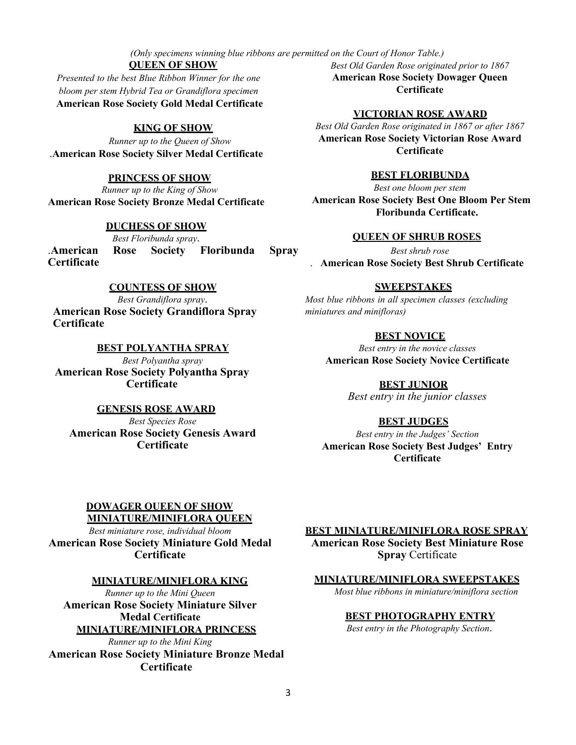*(Only specimens winning blue ribbons are permitted on the Court of Honor Table.)*

**QUEEN OF SHOW**

*Presented to the best Blue Ribbon Winner for the one bloom per stem Hybrid Tea or Grandiflora specimen*

**American Rose Society Gold Medal Certificate**

**KING OF SHOW**

*Runner up to the Queen of Show*

.**American Rose Society Silver Medal Certificate**

**PRINCESS OF SHOW**

*Runner up to the King of Show*

**American Rose Society Bronze Medal Certificate**

**DUCHESS OF SHOW**

*Best Floribunda spray*.

.**American Rose Society Floribunda Spray Certificate**

**COUNTESS OF SHOW**

*Best Grandiflora spray*.

**American Rose Society Grandiflora Spray Certificate**

**BEST POLYANTHA SPRAY**

*Best Polyantha spray*

**American Rose Society Polyantha Spray Certificate**

**GENESIS ROSE AWARD**

*Best Species Rose*

**American Rose Society Genesis Award Certificate**

*Best Old Garden Rose originated prior to 1867*

**American Rose Society Dowager Queen Certificate**

**VICTORIAN ROSE AWARD**

*Best Old Garden Rose originated in 1867 or after 1867*

**American Rose Society Victorian Rose Award Certificate**

**BEST FLORIBUNDA**

*Best one bloom per stem*

**American Rose Society Best One Bloom Per Stem Floribunda Certificate.**

**QUEEN OF SHRUB ROSES**

*Best shrub rose*

. **American Rose Society Best Shrub Certificate**

**SWEEPSTAKES**

*Most blue ribbons in all specimen classes (excluding miniatures and minifloras)*

**BEST NOVICE**

*Best entry in the novice classes*

**American Rose Society Novice Certificate**

**BEST JUNIOR**

*Best entry in the junior classes*

**BEST JUDGES**

*Best entry in the Judges' Section*

**American Rose Society Best Judges' Entry Certificate**

**DOWAGER QUEEN OF SHOW**

**MINIATURE/MINIFLORA QUEEN**

*Best miniature rose, individual bloom*

**American Rose Society Miniature Gold Medal Certificate**

**MINIATURE/MINIFLORA KING**

*Runner up to the Mini Queen*

**American Rose Society Miniature Silver Medal Certificate**

**MINIATURE/MINIFLORA PRINCESS**

*Runner up to the Mini King*

**American Rose Society Miniature Bronze Medal Certificate**

**BEST MINIATURE/MINIFLORA ROSE SPRAY**

**American Rose Society Best Miniature Rose Spray** Certificate

**MINIATURE/MINIFLORA SWEEPSTAKES**

*Most blue ribbons in miniature/miniflora section*

**BEST PHOTOGRAPHY ENTRY**

*Best entry in the Photography Section*.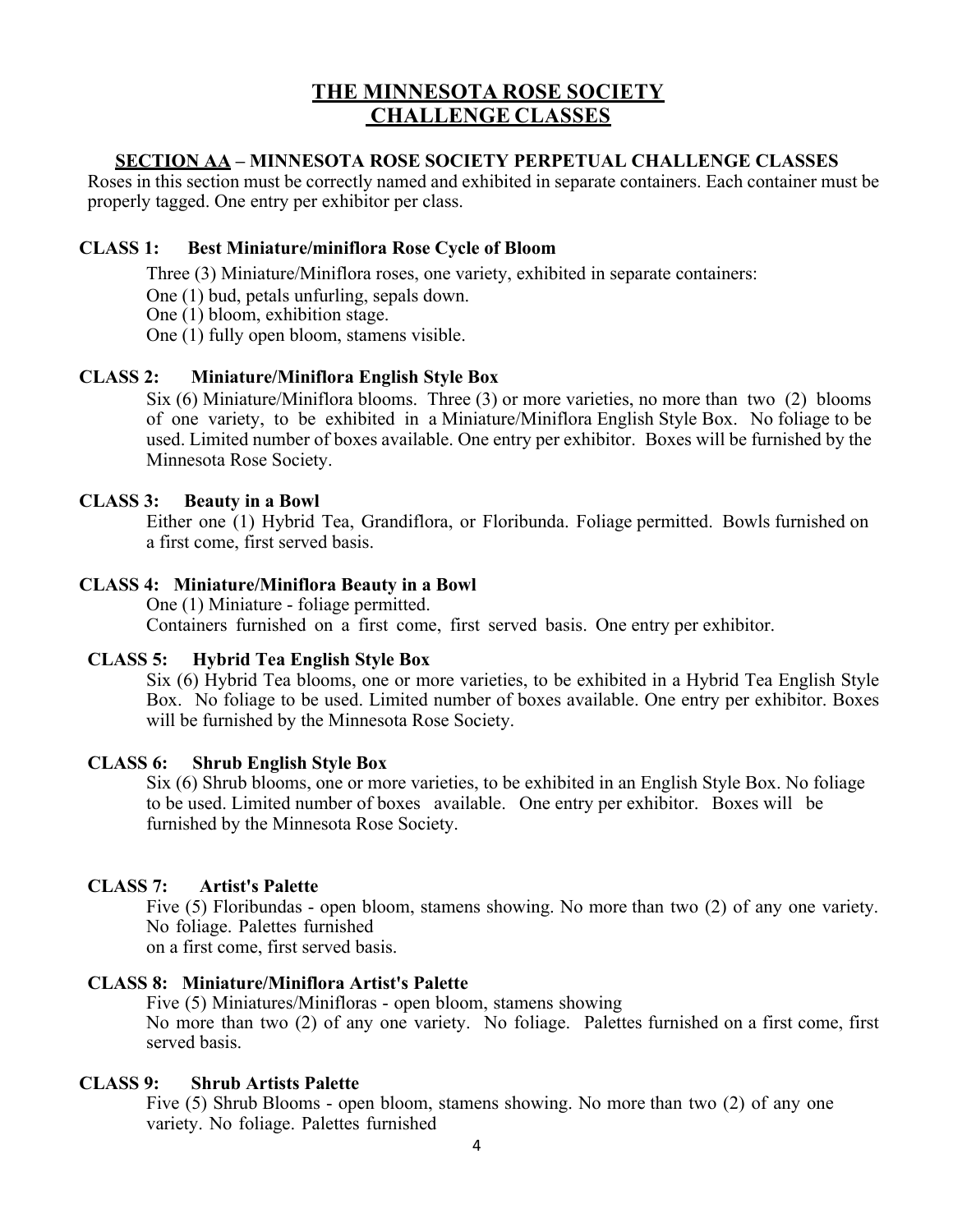# THE MINNESOTA ROSE SOCIETY CHALLENGE CLASSES

## SECTION AA – MINNESOTA ROSE SOCIETY PERPETUAL CHALLENGE CLASSES

Roses in this section must be correctly named and exhibited in separate containers. Each container must be properly tagged. One entry per exhibitor per class.

### CLASS 1: Best Miniature/miniflora Rose Cycle of Bloom

Three (3) Miniature/Miniflora roses, one variety, exhibited in separate containers:
One (1) bud, petals unfurling, sepals down.
One (1) bloom, exhibition stage.
One (1) fully open bloom, stamens visible.

### CLASS 2: Miniature/Miniflora English Style Box

Six (6) Miniature/Miniflora blooms. Three (3) or more varieties, no more than two (2) blooms of one variety, to be exhibited in a Miniature/Miniflora English Style Box. No foliage to be used. Limited number of boxes available. One entry per exhibitor. Boxes will be furnished by the Minnesota Rose Society.

### CLASS 3: Beauty in a Bowl

Either one (1) Hybrid Tea, Grandiflora, or Floribunda. Foliage permitted. Bowls furnished on a first come, first served basis.

### CLASS 4: Miniature/Miniflora Beauty in a Bowl

One (1) Miniature - foliage permitted.
Containers furnished on a first come, first served basis. One entry per exhibitor.

### CLASS 5: Hybrid Tea English Style Box

Six (6) Hybrid Tea blooms, one or more varieties, to be exhibited in a Hybrid Tea English Style Box. No foliage to be used. Limited number of boxes available. One entry per exhibitor. Boxes will be furnished by the Minnesota Rose Society.

### CLASS 6: Shrub English Style Box

Six (6) Shrub blooms, one or more varieties, to be exhibited in an English Style Box. No foliage to be used. Limited number of boxes available. One entry per exhibitor. Boxes will be furnished by the Minnesota Rose Society.

### CLASS 7: Artist's Palette

Five (5) Floribundas - open bloom, stamens showing. No more than two (2) of any one variety. No foliage. Palettes furnished
on a first come, first served basis.

### CLASS 8: Miniature/Miniflora Artist's Palette

Five (5) Miniatures/Minifloras - open bloom, stamens showing
No more than two (2) of any one variety. No foliage. Palettes furnished on a first come, first served basis.

### CLASS 9: Shrub Artists Palette

Five (5) Shrub Blooms - open bloom, stamens showing. No more than two (2) of any one variety. No foliage. Palettes furnished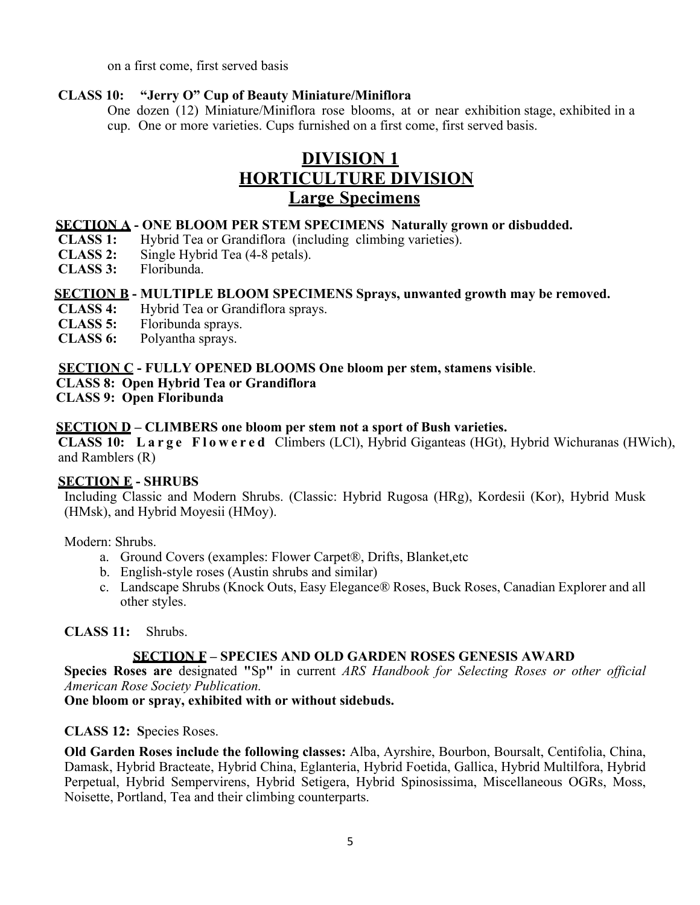on a first come, first served basis

**CLASS 10: "Jerry O" Cup of Beauty Miniature/Miniflora**

One dozen (12) Miniature/Miniflora rose blooms, at or near exhibition stage, exhibited in a cup. One or more varieties. Cups furnished on a first come, first served basis.

# DIVISION 1
# HORTICULTURE DIVISION
## Large Specimens

**SECTION A - ONE BLOOM PER STEM SPECIMENS Naturally grown or disbudded.**

**CLASS 1:** Hybrid Tea or Grandiflora (including climbing varieties).
**CLASS 2:** Single Hybrid Tea (4-8 petals).
**CLASS 3:** Floribunda.

**SECTION B - MULTIPLE BLOOM SPECIMENS Sprays, unwanted growth may be removed.**

**CLASS 4:** Hybrid Tea or Grandiflora sprays.
**CLASS 5:** Floribunda sprays.
**CLASS 6:** Polyantha sprays.

**SECTION C - FULLY OPENED BLOOMS One bloom per stem, stamens visible**.

**CLASS 8: Open Hybrid Tea or Grandiflora**
**CLASS 9: Open Floribunda**

**SECTION D – CLIMBERS one bloom per stem not a sport of Bush varieties.**

**CLASS 10: Large Flowered** Climbers (LCl), Hybrid Giganteas (HGt), Hybrid Wichuranas (HWich), and Ramblers (R)

**SECTION E - SHRUBS**

Including Classic and Modern Shrubs. (Classic: Hybrid Rugosa (HRg), Kordesii (Kor), Hybrid Musk (HMsk), and Hybrid Moyesii (HMoy).

Modern: Shrubs.

a. Ground Covers (examples: Flower Carpet®, Drifts, Blanket,etc
b. English-style roses (Austin shrubs and similar)
c. Landscape Shrubs (Knock Outs, Easy Elegance® Roses, Buck Roses, Canadian Explorer and all other styles.

**CLASS 11:** Shrubs.

**SECTION F – SPECIES AND OLD GARDEN ROSES GENESIS AWARD**

**Species Roses are** designated **"**Sp**"** in current *ARS Handbook for Selecting Roses or other official American Rose Society Publication.*

**One bloom or spray, exhibited with or without sidebuds.**

**CLASS 12: S**pecies Roses.

**Old Garden Roses include the following classes:** Alba, Ayrshire, Bourbon, Boursalt, Centifolia, China, Damask, Hybrid Bracteate, Hybrid China, Eglanteria, Hybrid Foetida, Gallica, Hybrid Multilfora, Hybrid Perpetual, Hybrid Sempervirens, Hybrid Setigera, Hybrid Spinosissima, Miscellaneous OGRs, Moss, Noisette, Portland, Tea and their climbing counterparts.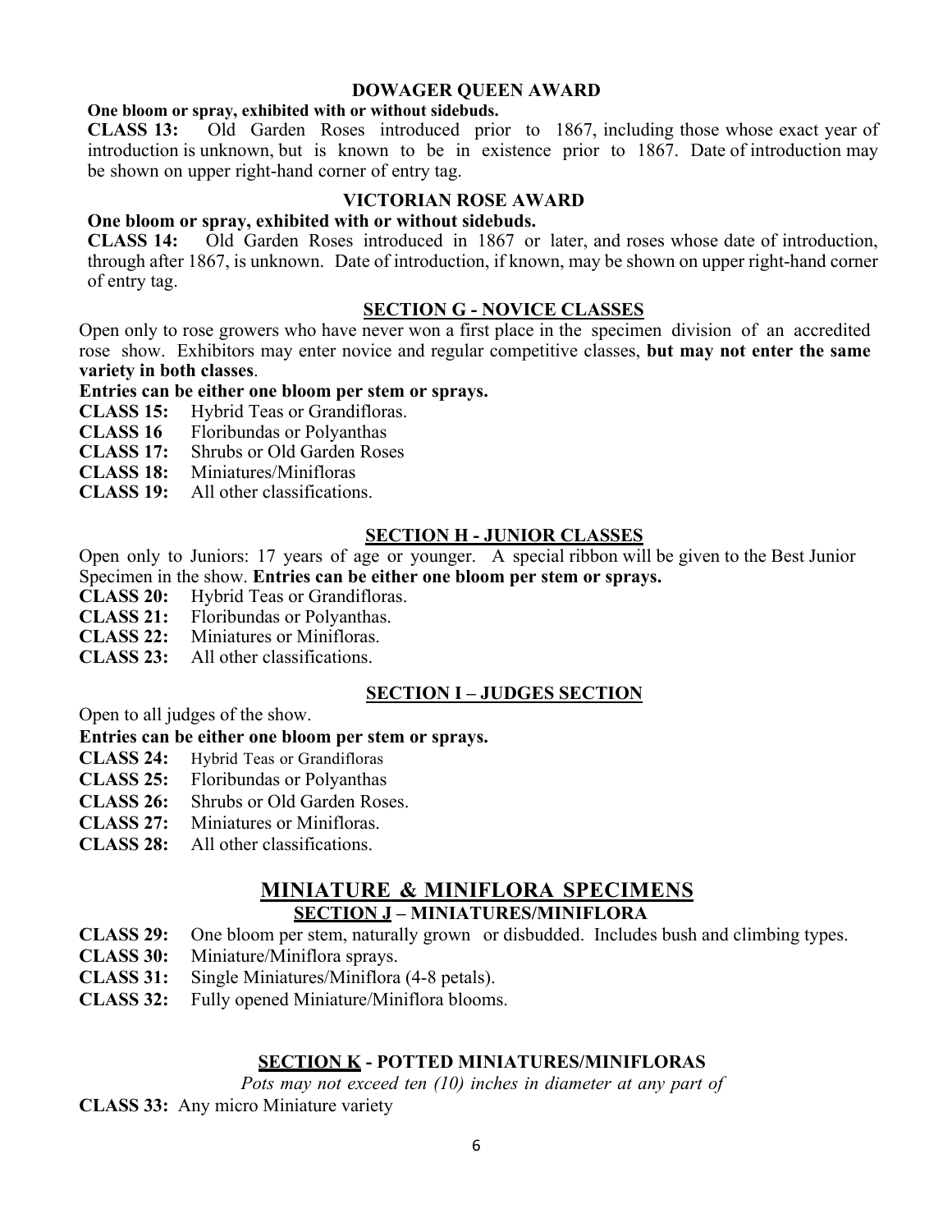### DOWAGER QUEEN AWARD

**One bloom or spray, exhibited with or without sidebuds.**

**CLASS 13:** Old Garden Roses introduced prior to 1867, including those whose exact year of introduction is unknown, but is known to be in existence prior to 1867. Date of introduction may be shown on upper right-hand corner of entry tag.

### VICTORIAN ROSE AWARD

**One bloom or spray, exhibited with or without sidebuds.**

**CLASS 14:** Old Garden Roses introduced in 1867 or later, and roses whose date of introduction, through after 1867, is unknown. Date of introduction, if known, may be shown on upper right-hand corner of entry tag.

### SECTION G - NOVICE CLASSES

Open only to rose growers who have never won a first place in the specimen division of an accredited rose show. Exhibitors may enter novice and regular competitive classes, **but may not enter the same variety in both classes**.

**Entries can be either one bloom per stem or sprays.**

**CLASS 15:** Hybrid Teas or Grandifloras.
**CLASS 16** Floribundas or Polyanthas
**CLASS 17:** Shrubs or Old Garden Roses
**CLASS 18:** Miniatures/Minifloras
**CLASS 19:** All other classifications.

### SECTION H - JUNIOR CLASSES

Open only to Juniors: 17 years of age or younger. A special ribbon will be given to the Best Junior Specimen in the show. **Entries can be either one bloom per stem or sprays.**

**CLASS 20:** Hybrid Teas or Grandifloras.
**CLASS 21:** Floribundas or Polyanthas.
**CLASS 22:** Miniatures or Minifloras.
**CLASS 23:** All other classifications.

### SECTION I – JUDGES SECTION

Open to all judges of the show.

**Entries can be either one bloom per stem or sprays.**

**CLASS 24:** Hybrid Teas or Grandifloras
**CLASS 25:** Floribundas or Polyanthas
**CLASS 26:** Shrubs or Old Garden Roses.
**CLASS 27:** Miniatures or Minifloras.
**CLASS 28:** All other classifications.

## MINIATURE & MINIFLORA SPECIMENS

### SECTION J – MINIATURES/MINIFLORA

**CLASS 29:** One bloom per stem, naturally grown or disbudded. Includes bush and climbing types.
**CLASS 30:** Miniature/Miniflora sprays.
**CLASS 31:** Single Miniatures/Miniflora (4-8 petals).
**CLASS 32:** Fully opened Miniature/Miniflora blooms.

### SECTION K - POTTED MINIATURES/MINIFLORAS

*Pots may not exceed ten (10) inches in diameter at any part of*

**CLASS 33:** Any micro Miniature variety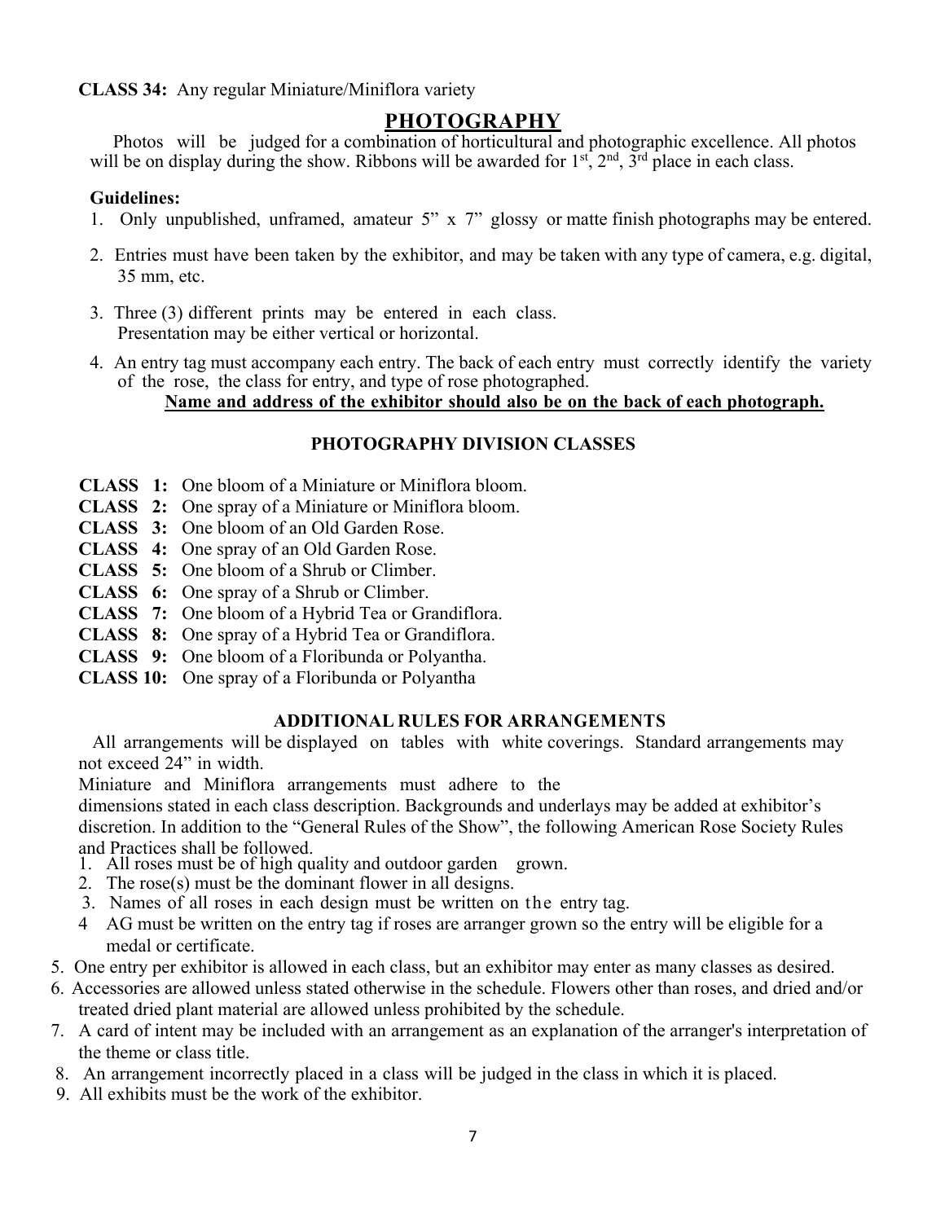**CLASS 34:** Any regular Miniature/Miniflora variety

## PHOTOGRAPHY

Photos will be judged for a combination of horticultural and photographic excellence. All photos will be on display during the show. Ribbons will be awarded for 1st, 2nd, 3rd place in each class.

**Guidelines:**

1. Only unpublished, unframed, amateur 5" x 7" glossy or matte finish photographs may be entered.
2. Entries must have been taken by the exhibitor, and may be taken with any type of camera, e.g. digital, 35 mm, etc.
3. Three (3) different prints may be entered in each class. Presentation may be either vertical or horizontal.
4. An entry tag must accompany each entry. The back of each entry must correctly identify the variety of the rose, the class for entry, and type of rose photographed.

**Name and address of the exhibitor should also be on the back of each photograph.**

### PHOTOGRAPHY DIVISION CLASSES

**CLASS 1:** One bloom of a Miniature or Miniflora bloom.
**CLASS 2:** One spray of a Miniature or Miniflora bloom.
**CLASS 3:** One bloom of an Old Garden Rose.
**CLASS 4:** One spray of an Old Garden Rose.
**CLASS 5:** One bloom of a Shrub or Climber.
**CLASS 6:** One spray of a Shrub or Climber.
**CLASS 7:** One bloom of a Hybrid Tea or Grandiflora.
**CLASS 8:** One spray of a Hybrid Tea or Grandiflora.
**CLASS 9:** One bloom of a Floribunda or Polyantha.
**CLASS 10:** One spray of a Floribunda or Polyantha

### ADDITIONAL RULES FOR ARRANGEMENTS

All arrangements will be displayed on tables with white coverings. Standard arrangements may not exceed 24" in width.

Miniature and Miniflora arrangements must adhere to the dimensions stated in each class description. Backgrounds and underlays may be added at exhibitor's discretion. In addition to the "General Rules of the Show", the following American Rose Society Rules and Practices shall be followed.

1. All roses must be of high quality and outdoor garden grown.
2. The rose(s) must be the dominant flower in all designs.
3. Names of all roses in each design must be written on the entry tag.
4. AG must be written on the entry tag if roses are arranger grown so the entry will be eligible for a medal or certificate.
5. One entry per exhibitor is allowed in each class, but an exhibitor may enter as many classes as desired.
6. Accessories are allowed unless stated otherwise in the schedule. Flowers other than roses, and dried and/or treated dried plant material are allowed unless prohibited by the schedule.
7. A card of intent may be included with an arrangement as an explanation of the arranger's interpretation of the theme or class title.
8. An arrangement incorrectly placed in a class will be judged in the class in which it is placed.
9. All exhibits must be the work of the exhibitor.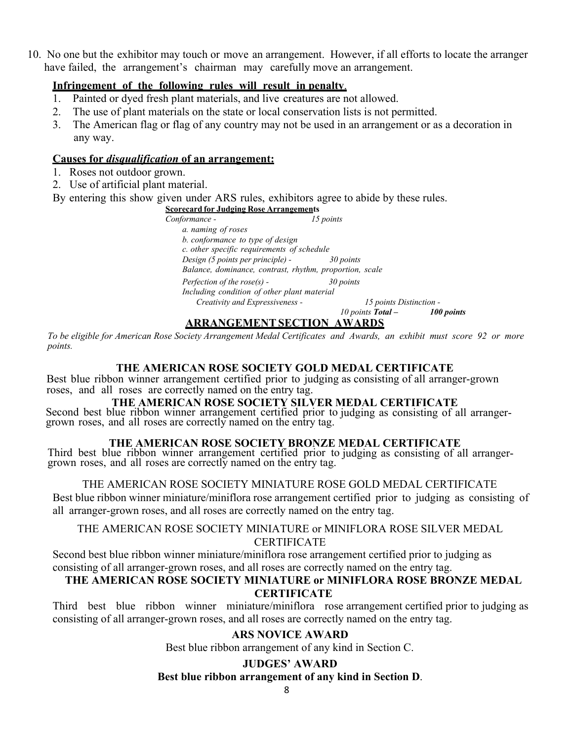10. No one but the exhibitor may touch or move an arrangement. However, if all efforts to locate the arranger have failed, the arrangement's chairman may carefully move an arrangement.

**Infringement of the following rules will result in penalty**.

1. Painted or dyed fresh plant materials, and live creatures are not allowed.
2. The use of plant materials on the state or local conservation lists is not permitted.
3. The American flag or flag of any country may not be used in an arrangement or as a decoration in any way.

**Causes for *disqualification* of an arrangement:**

1. Roses not outdoor grown.
2. Use of artificial plant material.

By entering this show given under ARS rules, exhibitors agree to abide by these rules.

**Scorecard for Judging Rose Arrangements**

*Conformance - 15 points*
- *a. naming of roses*
- *b. conformance to type of design*
- *c. other specific requirements of schedule*

*Design (5 points per principle) - 30 points*
*Balance, dominance, contrast, rhythm, proportion, scale*

*Perfection of the rose(s) - 30 points*
*Including condition of other plant material*

*Creativity and Expressiveness - 15 points*

*Distinction - 10 points*

***Total – 100 points***

## ARRANGEMENT SECTION AWARDS

*To be eligible for American Rose Society Arrangement Medal Certificates and Awards, an exhibit must score 92 or more points.*

### THE AMERICAN ROSE SOCIETY GOLD MEDAL CERTIFICATE

Best blue ribbon winner arrangement certified prior to judging as consisting of all arranger-grown roses, and all roses are correctly named on the entry tag.

### THE AMERICAN ROSE SOCIETY SILVER MEDAL CERTIFICATE

Second best blue ribbon winner arrangement certified prior to judging as consisting of all arranger-grown roses, and all roses are correctly named on the entry tag.

### THE AMERICAN ROSE SOCIETY BRONZE MEDAL CERTIFICATE

Third best blue ribbon winner arrangement certified prior to judging as consisting of all arranger-grown roses, and all roses are correctly named on the entry tag.

### THE AMERICAN ROSE SOCIETY MINIATURE ROSE GOLD MEDAL CERTIFICATE

Best blue ribbon winner miniature/miniflora rose arrangement certified prior to judging as consisting of all arranger-grown roses, and all roses are correctly named on the entry tag.

### THE AMERICAN ROSE SOCIETY MINIATURE or MINIFLORA ROSE SILVER MEDAL CERTIFICATE

Second best blue ribbon winner miniature/miniflora rose arrangement certified prior to judging as consisting of all arranger-grown roses, and all roses are correctly named on the entry tag.

### THE AMERICAN ROSE SOCIETY MINIATURE or MINIFLORA ROSE BRONZE MEDAL CERTIFICATE

Third best blue ribbon winner miniature/miniflora rose arrangement certified prior to judging as consisting of all arranger-grown roses, and all roses are correctly named on the entry tag.

### ARS NOVICE AWARD

Best blue ribbon arrangement of any kind in Section C.

### JUDGES' AWARD

**Best blue ribbon arrangement of any kind in Section D**.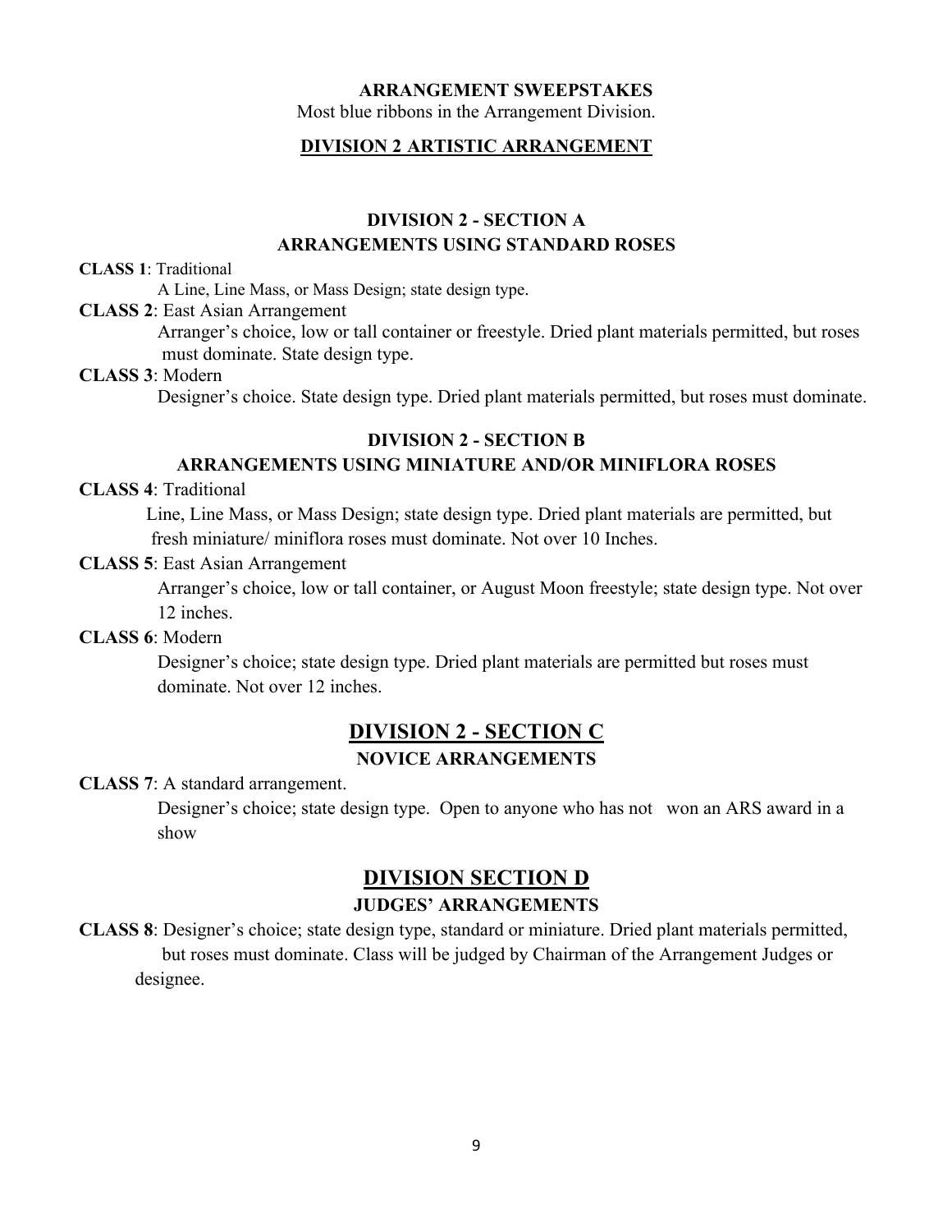**ARRANGEMENT SWEEPSTAKES**

Most blue ribbons in the Arrangement Division.

## DIVISION 2 ARTISTIC ARRANGEMENT

### DIVISION 2 - SECTION A
### ARRANGEMENTS USING STANDARD ROSES

**CLASS 1**: Traditional
A Line, Line Mass, or Mass Design; state design type.

**CLASS 2**: East Asian Arrangement
Arranger's choice, low or tall container or freestyle. Dried plant materials permitted, but roses must dominate. State design type.

**CLASS 3**: Modern
Designer's choice. State design type. Dried plant materials permitted, but roses must dominate.

### DIVISION 2 - SECTION B
### ARRANGEMENTS USING MINIATURE AND/OR MINIFLORA ROSES

**CLASS 4**: Traditional
Line, Line Mass, or Mass Design; state design type. Dried plant materials are permitted, but fresh miniature/ miniflora roses must dominate. Not over 10 Inches.

**CLASS 5**: East Asian Arrangement
Arranger's choice, low or tall container, or August Moon freestyle; state design type. Not over 12 inches.

**CLASS 6**: Modern
Designer's choice; state design type. Dried plant materials are permitted but roses must dominate. Not over 12 inches.

## DIVISION 2 - SECTION C
### NOVICE ARRANGEMENTS

**CLASS 7**: A standard arrangement.
Designer's choice; state design type. Open to anyone who has not won an ARS award in a show

## DIVISION SECTION D
### JUDGES' ARRANGEMENTS

**CLASS 8**: Designer's choice; state design type, standard or miniature. Dried plant materials permitted, but roses must dominate. Class will be judged by Chairman of the Arrangement Judges or designee.